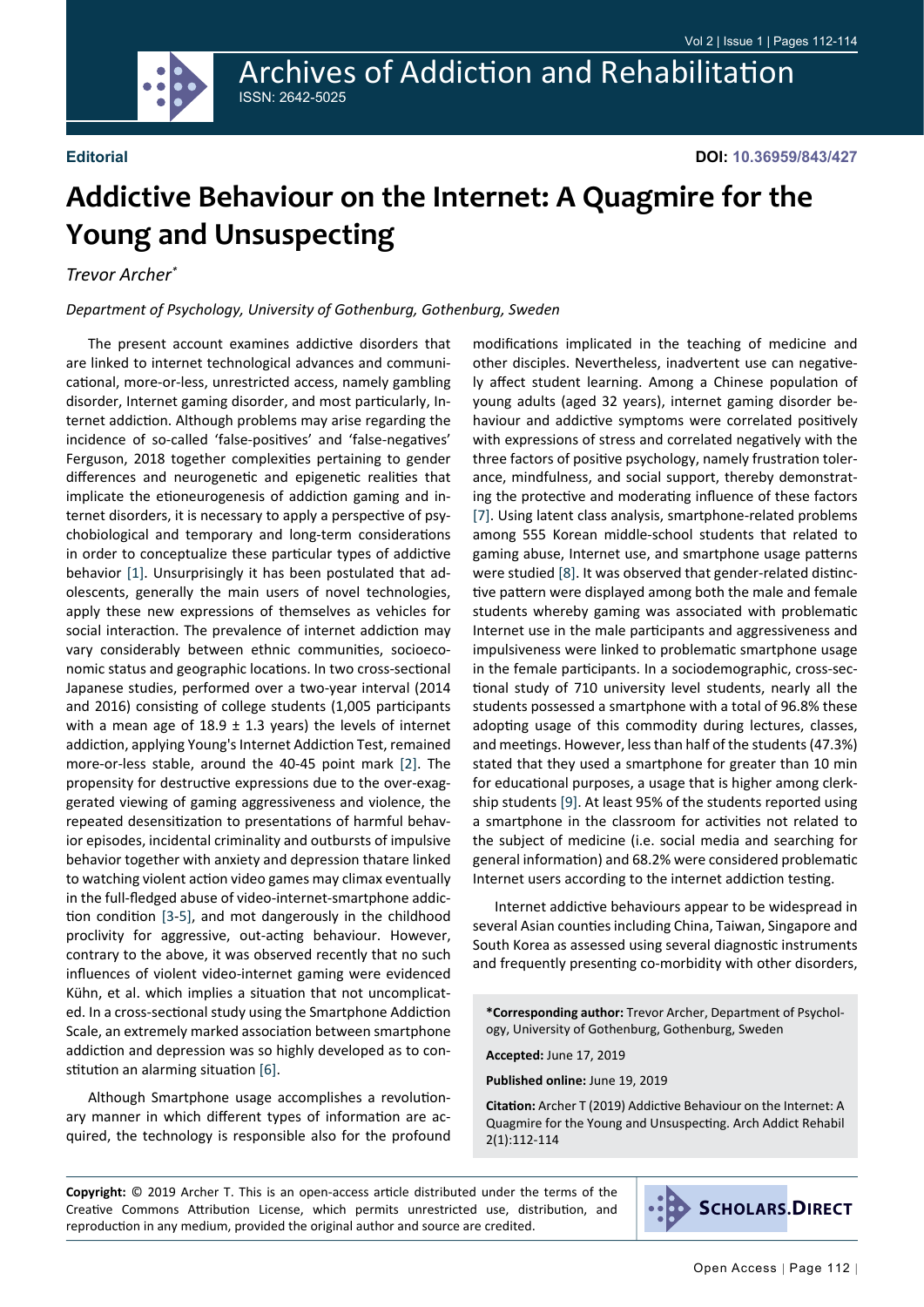**Editorial**

**DOI: 10.36959/843/427**

# Addictive Behaviour on the Internet: A Quagmire for the Young and Unsuspecting

*Trevor Archer**

*Department of Psychology, University of Gothenburg, Gothenburg, Sweden*

The present account examines addictive disorders that are linked to internet technological advances and communicational, more-or-less, unrestricted access, namely gambling disorder, Internet gaming disorder, and most particularly, Internet addiction. Although problems may arise regarding the incidence of so-called 'false-positives' and 'false-negatives' Ferguson, 2018 together complexities pertaining to gender differences and neurogenetic and epigenetic realities that implicate the etioneurogenesis of addiction gaming and internet disorders, it is necessary to apply a perspective of psychobiological and temporary and long-term considerations in order to conceptualize these particular types of addictive behavior [1]. Unsurprisingly it has been postulated that adolescents, generally the main users of novel technologies, apply these new expressions of themselves as vehicles for social interaction. The prevalence of internet addiction may vary considerably between ethnic communities, socioeconomic status and geographic locations. In two cross-sectional Japanese studies, performed over a two-year interval (2014 and 2016) consisting of college students (1,005 participants with a mean age of 18.9 ± 1.3 years) the levels of internet addiction, applying Young's Internet Addiction Test, remained more-or-less stable, around the 40-45 point mark [2]. The propensity for destructive expressions due to the over-exaggerated viewing of gaming aggressiveness and violence, the repeated desensitization to presentations of harmful behavior episodes, incidental criminality and outbursts of impulsive behavior together with anxiety and depression thatare linked to watching violent action video games may climax eventually in the full-fledged abuse of video-internet-smartphone addiction condition [3-5], and mot dangerously in the childhood proclivity for aggressive, out-acting behaviour. However, contrary to the above, it was observed recently that no such influences of violent video-internet gaming were evidenced Kühn, et al. which implies a situation that not uncomplicated. In a cross-sectional study using the Smartphone Addiction Scale, an extremely marked association between smartphone addiction and depression was so highly developed as to constitution an alarming situation [6].

Although Smartphone usage accomplishes a revolutionary manner in which different types of information are acquired, the technology is responsible also for the profound modifications implicated in the teaching of medicine and other disciples. Nevertheless, inadvertent use can negatively affect student learning. Among a Chinese population of young adults (aged 32 years), internet gaming disorder behaviour and addictive symptoms were correlated positively with expressions of stress and correlated negatively with the three factors of positive psychology, namely frustration tolerance, mindfulness, and social support, thereby demonstrating the protective and moderating influence of these factors [7]. Using latent class analysis, smartphone-related problems among 555 Korean middle-school students that related to gaming abuse, Internet use, and smartphone usage patterns were studied [8]. It was observed that gender-related distinctive pattern were displayed among both the male and female students whereby gaming was associated with problematic Internet use in the male participants and aggressiveness and impulsiveness were linked to problematic smartphone usage in the female participants. In a sociodemographic, cross-sectional study of 710 university level students, nearly all the students possessed a smartphone with a total of 96.8% these adopting usage of this commodity during lectures, classes, and meetings. However, less than half of the students (47.3%) stated that they used a smartphone for greater than 10 min for educational purposes, a usage that is higher among clerkship students [9]. At least 95% of the students reported using a smartphone in the classroom for activities not related to the subject of medicine (i.e. social media and searching for general information) and 68.2% were considered problematic Internet users according to the internet addiction testing.

Internet addictive behaviours appear to be widespread in several Asian counties including China, Taiwan, Singapore and South Korea as assessed using several diagnostic instruments and frequently presenting co-morbidity with other disorders,

**\*Corresponding author:** Trevor Archer, Department of Psychology, University of Gothenburg, Gothenburg, Sweden

**Accepted:** June 17, 2019

**Published online:** June 19, 2019

**Citation:** Archer T (2019) Addictive Behaviour on the Internet: A Quagmire for the Young and Unsuspecting. Arch Addict Rehabil 2(1):112-114

**Copyright:** © 2019 Archer T. This is an open-access article distributed under the terms of the Creative Commons Attribution License, which permits unrestricted use, distribution, and reproduction in any medium, provided the original author and source are credited.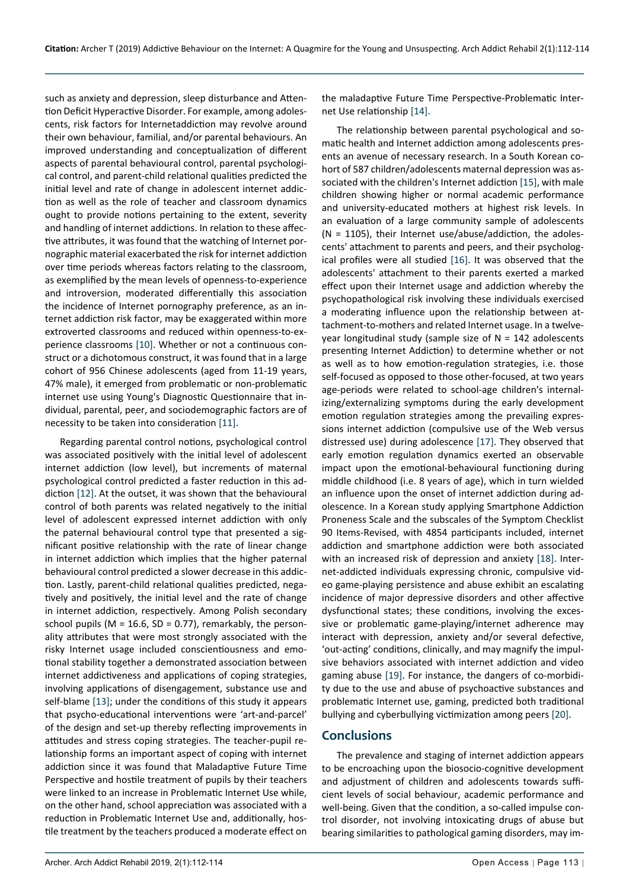such as anxiety and depression, sleep disturbance and Attention Deficit Hyperactive Disorder. For example, among adolescents, risk factors for Internetaddiction may revolve around their own behaviour, familial, and/or parental behaviours. An improved understanding and conceptualization of different aspects of parental behavioural control, parental psychological control, and parent-child relational qualities predicted the initial level and rate of change in adolescent internet addiction as well as the role of teacher and classroom dynamics ought to provide notions pertaining to the extent, severity and handling of internet addictions. In relation to these affective attributes, it was found that the watching of Internet pornographic material exacerbated the risk for internet addiction over time periods whereas factors relating to the classroom, as exemplified by the mean levels of openness-to-experience and introversion, moderated differentially this association the incidence of Internet pornography preference, as an internet addiction risk factor, may be exaggerated within more extroverted classrooms and reduced within openness-to-experience classrooms [10]. Whether or not a continuous construct or a dichotomous construct, it was found that in a large cohort of 956 Chinese adolescents (aged from 11-19 years, 47% male), it emerged from problematic or non-problematic internet use using Young's Diagnostic Questionnaire that individual, parental, peer, and sociodemographic factors are of necessity to be taken into consideration [11].

Regarding parental control notions, psychological control was associated positively with the initial level of adolescent internet addiction (low level), but increments of maternal psychological control predicted a faster reduction in this addiction [12]. At the outset, it was shown that the behavioural control of both parents was related negatively to the initial level of adolescent expressed internet addiction with only the paternal behavioural control type that presented a significant positive relationship with the rate of linear change in internet addiction which implies that the higher paternal behavioural control predicted a slower decrease in this addiction. Lastly, parent-child relational qualities predicted, negatively and positively, the initial level and the rate of change in internet addiction, respectively. Among Polish secondary school pupils (M = 16.6, SD = 0.77), remarkably, the personality attributes that were most strongly associated with the risky Internet usage included conscientiousness and emotional stability together a demonstrated association between internet addictiveness and applications of coping strategies, involving applications of disengagement, substance use and self-blame [13]; under the conditions of this study it appears that psycho-educational interventions were 'art-and-parcel' of the design and set-up thereby reflecting improvements in attitudes and stress coping strategies. The teacher-pupil relationship forms an important aspect of coping with internet addiction since it was found that Maladaptive Future Time Perspective and hostile treatment of pupils by their teachers were linked to an increase in Problematic Internet Use while, on the other hand, school appreciation was associated with a reduction in Problematic Internet Use and, additionally, hostile treatment by the teachers produced a moderate effect on the maladaptive Future Time Perspective-Problematic Internet Use relationship [14].

The relationship between parental psychological and somatic health and Internet addiction among adolescents presents an avenue of necessary research. In a South Korean cohort of 587 children/adolescents maternal depression was associated with the children's Internet addiction [15], with male children showing higher or normal academic performance and university-educated mothers at highest risk levels. In an evaluation of a large community sample of adolescents (N = 1105), their Internet use/abuse/addiction, the adolescents' attachment to parents and peers, and their psychological profiles were all studied [16]. It was observed that the adolescents' attachment to their parents exerted a marked effect upon their Internet usage and addiction whereby the psychopathological risk involving these individuals exercised a moderating influence upon the relationship between attachment-to-mothers and related Internet usage. In a twelve-year longitudinal study (sample size of N = 142 adolescents presenting Internet Addiction) to determine whether or not as well as to how emotion-regulation strategies, i.e. those self-focused as opposed to those other-focused, at two years age-periods were related to school-age children's internalizing/externalizing symptoms during the early development emotion regulation strategies among the prevailing expressions internet addiction (compulsive use of the Web versus distressed use) during adolescence [17]. They observed that early emotion regulation dynamics exerted an observable impact upon the emotional-behavioural functioning during middle childhood (i.e. 8 years of age), which in turn wielded an influence upon the onset of internet addiction during adolescence. In a Korean study applying Smartphone Addiction Proneness Scale and the subscales of the Symptom Checklist 90 Items-Revised, with 4854 participants included, internet addiction and smartphone addiction were both associated with an increased risk of depression and anxiety [18]. Internet-addicted individuals expressing chronic, compulsive video game-playing persistence and abuse exhibit an escalating incidence of major depressive disorders and other affective dysfunctional states; these conditions, involving the excessive or problematic game-playing/internet adherence may interact with depression, anxiety and/or several defective, 'out-acting' conditions, clinically, and may magnify the impulsive behaviors associated with internet addiction and video gaming abuse [19]. For instance, the dangers of co-morbidity due to the use and abuse of psychoactive substances and problematic Internet use, gaming, predicted both traditional bullying and cyberbullying victimization among peers [20].

## Conclusions

The prevalence and staging of internet addiction appears to be encroaching upon the biosocio-cognitive development and adjustment of children and adolescents towards sufficient levels of social behaviour, academic performance and well-being. Given that the condition, a so-called impulse control disorder, not involving intoxicating drugs of abuse but bearing similarities to pathological gaming disorders, may im-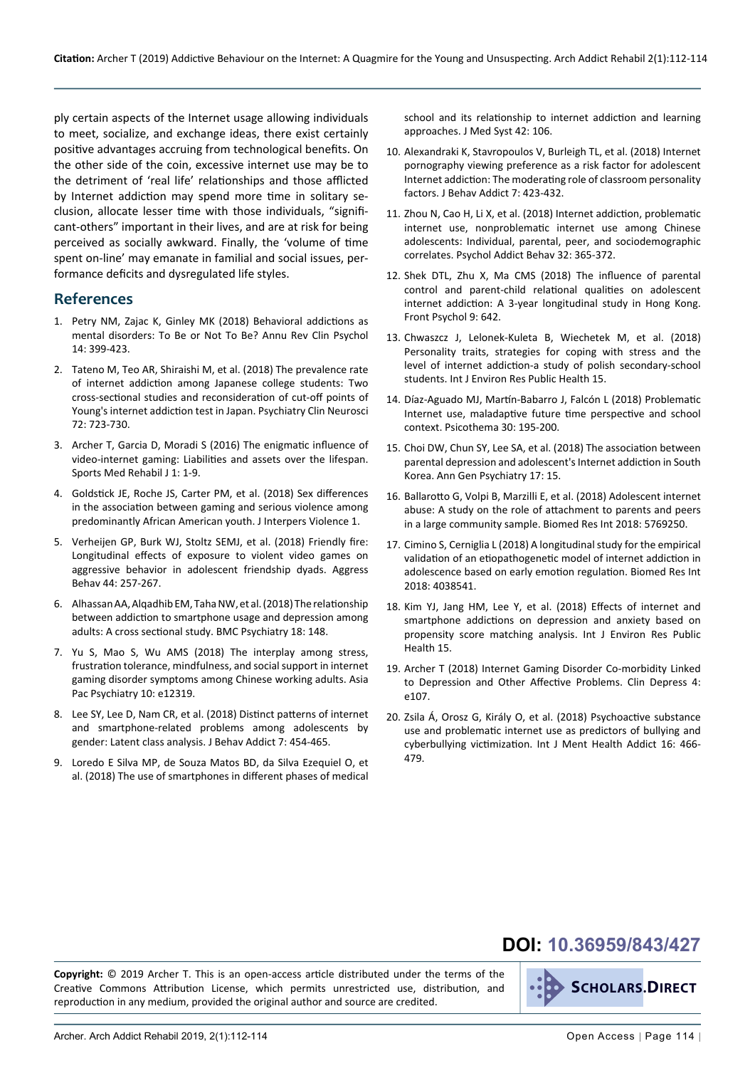ply certain aspects of the Internet usage allowing individuals to meet, socialize, and exchange ideas, there exist certainly positive advantages accruing from technological benefits. On the other side of the coin, excessive internet use may be to the detriment of 'real life' relationships and those afflicted by Internet addiction may spend more time in solitary seclusion, allocate lesser time with those individuals, "significant-others" important in their lives, and are at risk for being perceived as socially awkward. Finally, the 'volume of time spent on-line' may emanate in familial and social issues, performance deficits and dysregulated life styles.

## References

1. Petry NM, Zajac K, Ginley MK (2018) Behavioral addictions as mental disorders: To Be or Not To Be? Annu Rev Clin Psychol 14: 399-423.
2. Tateno M, Teo AR, Shiraishi M, et al. (2018) The prevalence rate of internet addiction among Japanese college students: Two cross-sectional studies and reconsideration of cut-off points of Young's internet addiction test in Japan. Psychiatry Clin Neurosci 72: 723-730.
3. Archer T, Garcia D, Moradi S (2016) The enigmatic influence of video-internet gaming: Liabilities and assets over the lifespan. Sports Med Rehabil J 1: 1-9.
4. Goldstick JE, Roche JS, Carter PM, et al. (2018) Sex differences in the association between gaming and serious violence among predominantly African American youth. J Interpers Violence 1.
5. Verheijen GP, Burk WJ, Stoltz SEMJ, et al. (2018) Friendly fire: Longitudinal effects of exposure to violent video games on aggressive behavior in adolescent friendship dyads. Aggress Behav 44: 257-267.
6. Alhassan AA, Alqadhib EM, Taha NW, et al. (2018) The relationship between addiction to smartphone usage and depression among adults: A cross sectional study. BMC Psychiatry 18: 148.
7. Yu S, Mao S, Wu AMS (2018) The interplay among stress, frustration tolerance, mindfulness, and social support in internet gaming disorder symptoms among Chinese working adults. Asia Pac Psychiatry 10: e12319.
8. Lee SY, Lee D, Nam CR, et al. (2018) Distinct patterns of internet and smartphone-related problems among adolescents by gender: Latent class analysis. J Behav Addict 7: 454-465.
9. Loredo E Silva MP, de Souza Matos BD, da Silva Ezequiel O, et al. (2018) The use of smartphones in different phases of medical school and its relationship to internet addiction and learning approaches. J Med Syst 42: 106.
10. Alexandraki K, Stavropoulos V, Burleigh TL, et al. (2018) Internet pornography viewing preference as a risk factor for adolescent Internet addiction: The moderating role of classroom personality factors. J Behav Addict 7: 423-432.
11. Zhou N, Cao H, Li X, et al. (2018) Internet addiction, problematic internet use, nonproblematic internet use among Chinese adolescents: Individual, parental, peer, and sociodemographic correlates. Psychol Addict Behav 32: 365-372.
12. Shek DTL, Zhu X, Ma CMS (2018) The influence of parental control and parent-child relational qualities on adolescent internet addiction: A 3-year longitudinal study in Hong Kong. Front Psychol 9: 642.
13. Chwaszcz J, Lelonek-Kuleta B, Wiechetek M, et al. (2018) Personality traits, strategies for coping with stress and the level of internet addiction-a study of polish secondary-school students. Int J Environ Res Public Health 15.
14. Díaz-Aguado MJ, Martín-Babarro J, Falcón L (2018) Problematic Internet use, maladaptive future time perspective and school context. Psicothema 30: 195-200.
15. Choi DW, Chun SY, Lee SA, et al. (2018) The association between parental depression and adolescent's Internet addiction in South Korea. Ann Gen Psychiatry 17: 15.
16. Ballarotto G, Volpi B, Marzilli E, et al. (2018) Adolescent internet abuse: A study on the role of attachment to parents and peers in a large community sample. Biomed Res Int 2018: 5769250.
17. Cimino S, Cerniglia L (2018) A longitudinal study for the empirical validation of an etiopathogenetic model of internet addiction in adolescence based on early emotion regulation. Biomed Res Int 2018: 4038541.
18. Kim YJ, Jang HM, Lee Y, et al. (2018) Effects of internet and smartphone addictions on depression and anxiety based on propensity score matching analysis. Int J Environ Res Public Health 15.
19. Archer T (2018) Internet Gaming Disorder Co-morbidity Linked to Depression and Other Affective Problems. Clin Depress 4: e107.
20. Zsila Á, Orosz G, Király O, et al. (2018) Psychoactive substance use and problematic internet use as predictors of bullying and cyberbullying victimization. Int J Ment Health Addict 16: 466-479.

**DOI: 10.36959/843/427**

**Copyright:** © 2019 Archer T. This is an open-access article distributed under the terms of the Creative Commons Attribution License, which permits unrestricted use, distribution, and reproduction in any medium, provided the original author and source are credited.